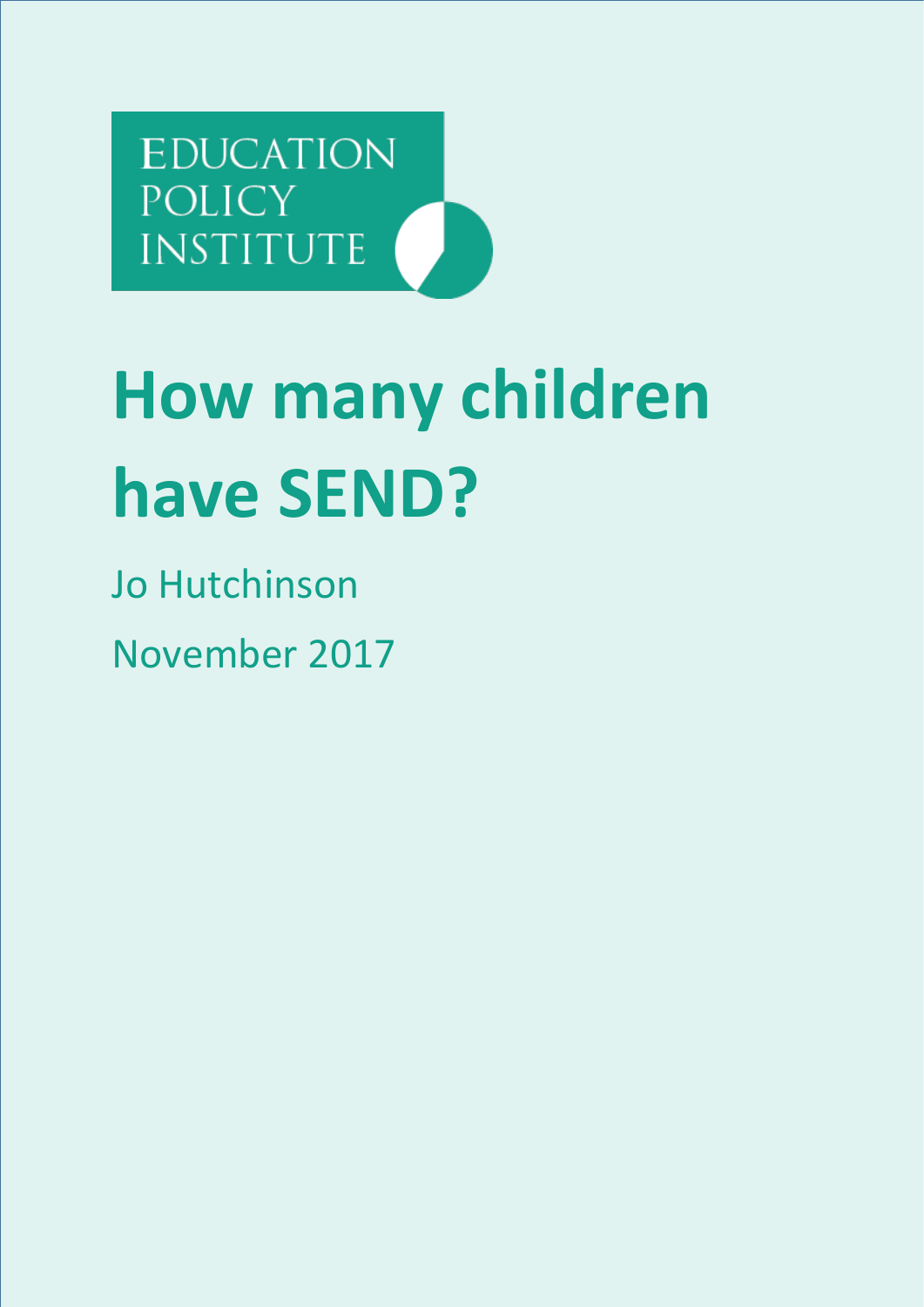EDUCATION POLICY INSTITUTE

# How many children have SEND?

Jo Hutchinson

November 2017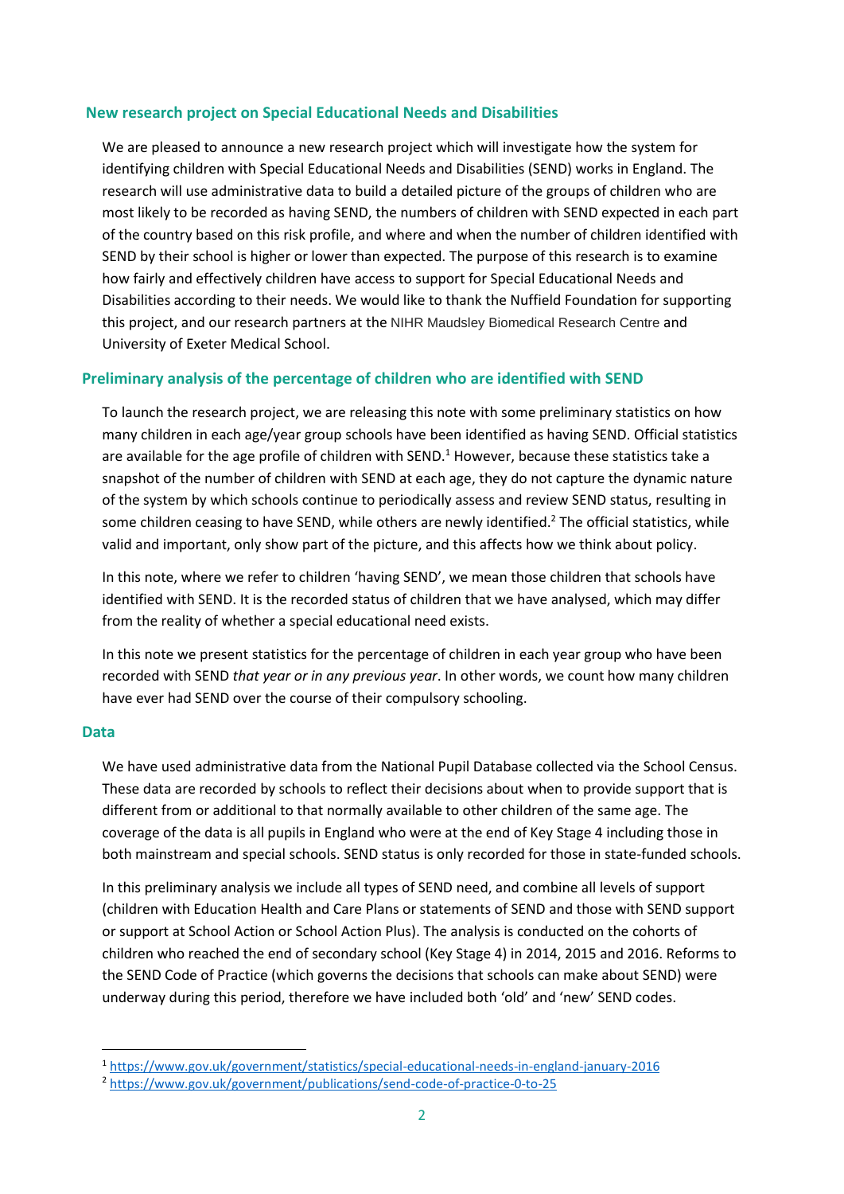## New research project on Special Educational Needs and Disabilities

We are pleased to announce a new research project which will investigate how the system for identifying children with Special Educational Needs and Disabilities (SEND) works in England. The research will use administrative data to build a detailed picture of the groups of children who are most likely to be recorded as having SEND, the numbers of children with SEND expected in each part of the country based on this risk profile, and where and when the number of children identified with SEND by their school is higher or lower than expected. The purpose of this research is to examine how fairly and effectively children have access to support for Special Educational Needs and Disabilities according to their needs. We would like to thank the Nuffield Foundation for supporting this project, and our research partners at the NIHR Maudsley Biomedical Research Centre and University of Exeter Medical School.

## Preliminary analysis of the percentage of children who are identified with SEND

To launch the research project, we are releasing this note with some preliminary statistics on how many children in each age/year group schools have been identified as having SEND. Official statistics are available for the age profile of children with SEND.[1] However, because these statistics take a snapshot of the number of children with SEND at each age, they do not capture the dynamic nature of the system by which schools continue to periodically assess and review SEND status, resulting in some children ceasing to have SEND, while others are newly identified.[2] The official statistics, while valid and important, only show part of the picture, and this affects how we think about policy.

In this note, where we refer to children 'having SEND', we mean those children that schools have identified with SEND. It is the recorded status of children that we have analysed, which may differ from the reality of whether a special educational need exists.

In this note we present statistics for the percentage of children in each year group who have been recorded with SEND *that year or in any previous year*. In other words, we count how many children have ever had SEND over the course of their compulsory schooling.

## Data

We have used administrative data from the National Pupil Database collected via the School Census. These data are recorded by schools to reflect their decisions about when to provide support that is different from or additional to that normally available to other children of the same age. The coverage of the data is all pupils in England who were at the end of Key Stage 4 including those in both mainstream and special schools. SEND status is only recorded for those in state-funded schools.

In this preliminary analysis we include all types of SEND need, and combine all levels of support (children with Education Health and Care Plans or statements of SEND and those with SEND support or support at School Action or School Action Plus). The analysis is conducted on the cohorts of children who reached the end of secondary school (Key Stage 4) in 2014, 2015 and 2016. Reforms to the SEND Code of Practice (which governs the decisions that schools can make about SEND) were underway during this period, therefore we have included both 'old' and 'new' SEND codes.

---

[1] https://www.gov.uk/government/statistics/special-educational-needs-in-england-january-2016

[2] https://www.gov.uk/government/publications/send-code-of-practice-0-to-25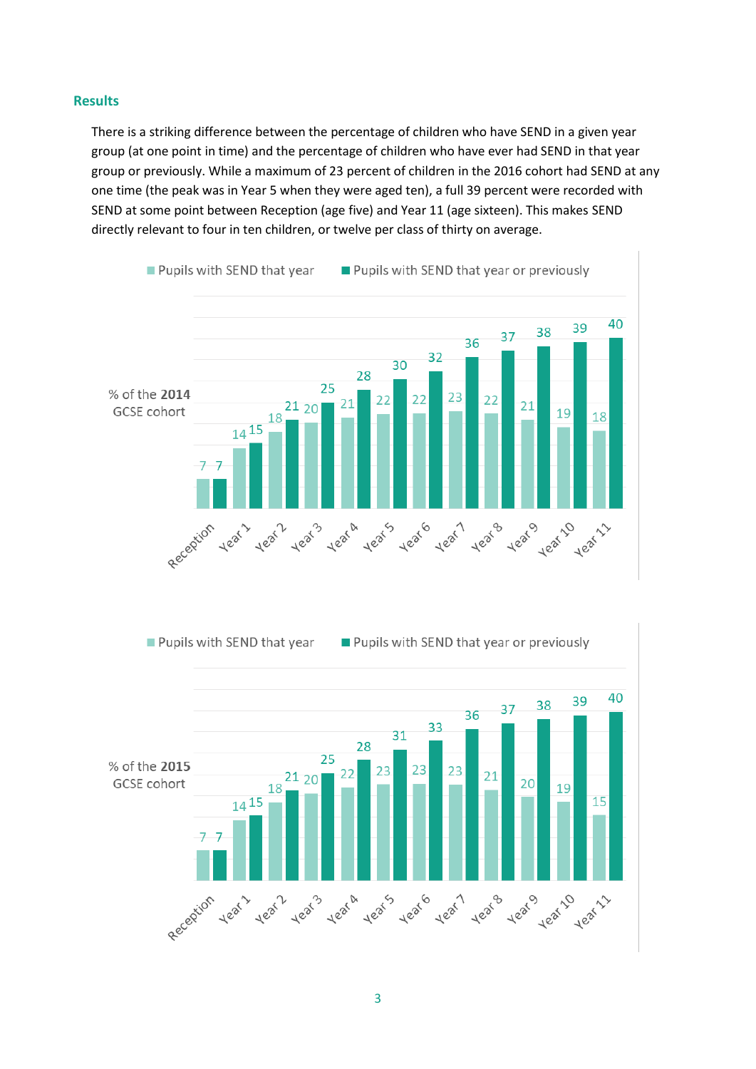## Results

There is a striking difference between the percentage of children who have SEND in a given year group (at one point in time) and the percentage of children who have ever had SEND in that year group or previously. While a maximum of 23 percent of children in the 2016 cohort had SEND at any one time (the peak was in Year 5 when they were aged ten), a full 39 percent were recorded with SEND at some point between Reception (age five) and Year 11 (age sixteen). This makes SEND directly relevant to four in ten children, or twelve per class of thirty on average.

% of the **2014** GCSE cohort

| | Pupils with SEND that year | Pupils with SEND that year or previously |
|---|---|---|
| Reception | 7 | 7 |
| Year 1 | 14 | 15 |
| Year 2 | 18 | 21 |
| Year 3 | 20 | 25 |
| Year 4 | 21 | 28 |
| Year 5 | 22 | 30 |
| Year 6 | 22 | 32 |
| Year 7 | 23 | 36 |
| Year 8 | 22 | 37 |
| Year 9 | 21 | 38 |
| Year 10 | 19 | 39 |
| Year 11 | 18 | 40 |

% of the **2015** GCSE cohort

| | Pupils with SEND that year | Pupils with SEND that year or previously |
|---|---|---|
| Reception | 7 | 7 |
| Year 1 | 14 | 15 |
| Year 2 | 18 | 21 |
| Year 3 | 20 | 25 |
| Year 4 | 22 | 28 |
| Year 5 | 23 | 31 |
| Year 6 | 23 | 33 |
| Year 7 | 23 | 36 |
| Year 8 | 21 | 37 |
| Year 9 | 20 | 38 |
| Year 10 | 19 | 39 |
| Year 11 | 15 | 40 |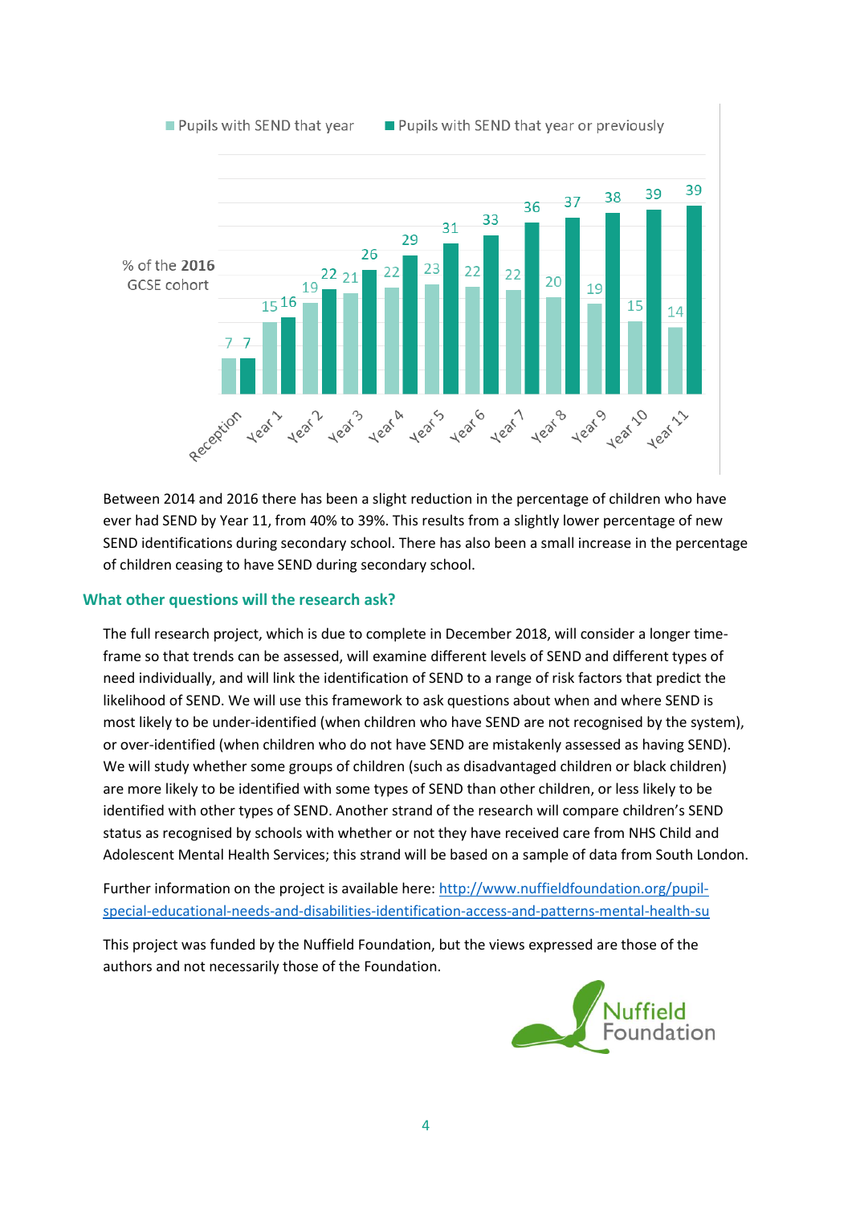Pupils with SEND that year

Pupils with SEND that year or previously

% of the **2016** GCSE cohort

7 7
15 16
19 22
21 26
22 29
23 31
22 33
22 36
20 37
19 38
15 39
14 39

Reception
Year 1
Year 2
Year 3
Year 4
Year 5
Year 6
Year 7
Year 8
Year 9
Year 10
Year 11

Between 2014 and 2016 there has been a slight reduction in the percentage of children who have ever had SEND by Year 11, from 40% to 39%. This results from a slightly lower percentage of new SEND identifications during secondary school. There has also been a small increase in the percentage of children ceasing to have SEND during secondary school.

## What other questions will the research ask?

The full research project, which is due to complete in December 2018, will consider a longer time-frame so that trends can be assessed, will examine different levels of SEND and different types of need individually, and will link the identification of SEND to a range of risk factors that predict the likelihood of SEND. We will use this framework to ask questions about when and where SEND is most likely to be under-identified (when children who have SEND are not recognised by the system), or over-identified (when children who do not have SEND are mistakenly assessed as having SEND). We will study whether some groups of children (such as disadvantaged children or black children) are more likely to be identified with some types of SEND than other children, or less likely to be identified with other types of SEND. Another strand of the research will compare children's SEND status as recognised by schools with whether or not they have received care from NHS Child and Adolescent Mental Health Services; this strand will be based on a sample of data from South London.

Further information on the project is available here: [http://www.nuffieldfoundation.org/pupil-special-educational-needs-and-disabilities-identification-access-and-patterns-mental-health-su](http://www.nuffieldfoundation.org/pupil-special-educational-needs-and-disabilities-identification-access-and-patterns-mental-health-su)

This project was funded by the Nuffield Foundation, but the views expressed are those of the authors and not necessarily those of the Foundation.

Nuffield Foundation